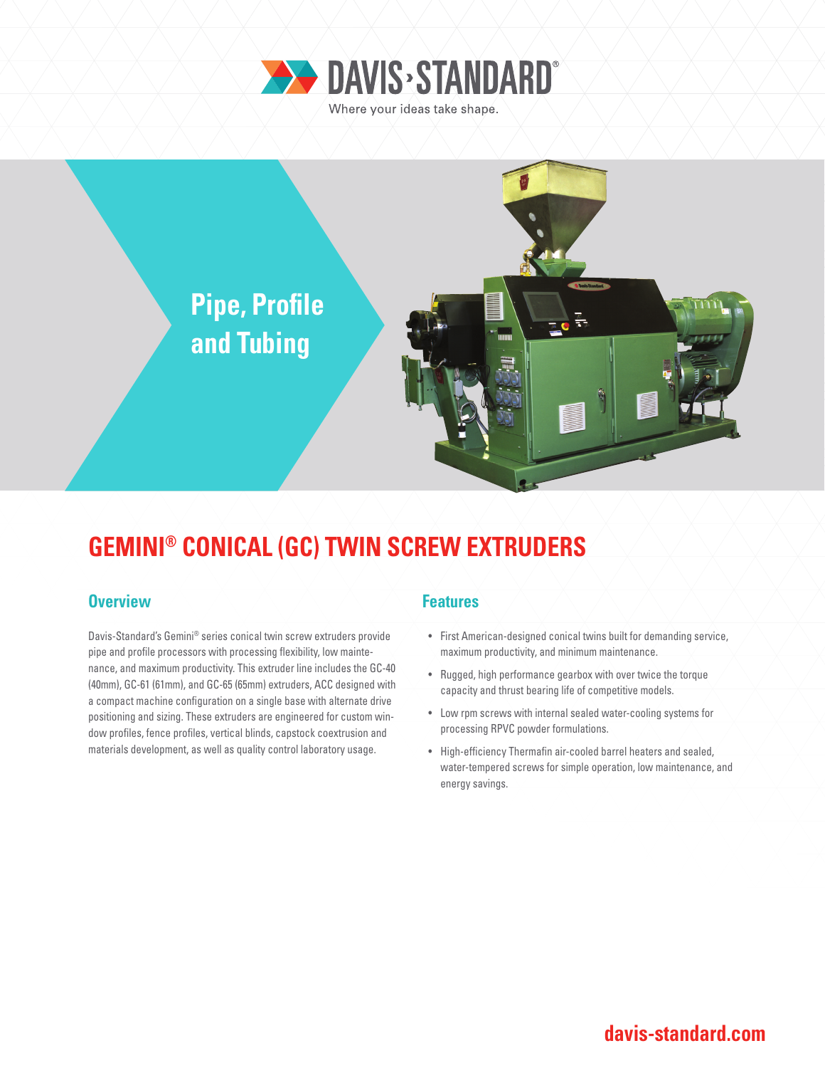DAVIS·STANDARD®

Where your ideas take shape.

Pipe, Profile and Tubing

# GEMINI® CONICAL (GC) TWIN SCREW EXTRUDERS

## Overview

Davis-Standard's Gemini® series conical twin screw extruders provide pipe and profile processors with processing flexibility, low maintenance, and maximum productivity. This extruder line includes the GC-40 (40mm), GC-61 (61mm), and GC-65 (65mm) extruders, ACC designed with a compact machine configuration on a single base with alternate drive positioning and sizing. These extruders are engineered for custom window profiles, fence profiles, vertical blinds, capstock coextrusion and materials development, as well as quality control laboratory usage.

## Features

- First American-designed conical twins built for demanding service, maximum productivity, and minimum maintenance.
- Rugged, high performance gearbox with over twice the torque capacity and thrust bearing life of competitive models.
- Low rpm screws with internal sealed water-cooling systems for processing RPVC powder formulations.
- High-efficiency Thermafin air-cooled barrel heaters and sealed, water-tempered screws for simple operation, low maintenance, and energy savings.

davis-standard.com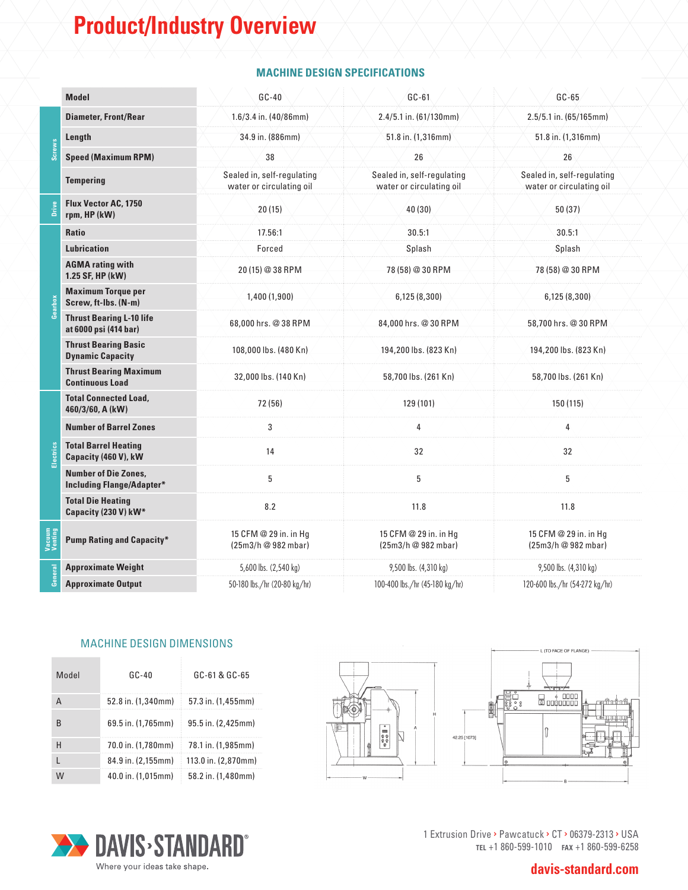# Product/Industry Overview

## MACHINE DESIGN SPECIFICATIONS

| | Model | GC-40 | GC-61 | GC-65 |
|---|---|---|---|---|
| Screws | Diameter, Front/Rear | 1.6/3.4 in. (40/86mm) | 2.4/5.1 in. (61/130mm) | 2.5/5.1 in. (65/165mm) |
| | Length | 34.9 in. (886mm) | 51.8 in. (1,316mm) | 51.8 in. (1,316mm) |
| | Speed (Maximum RPM) | 38 | 26 | 26 |
| | Tempering | Sealed in, self-regulating water or circulating oil | Sealed in, self-regulating water or circulating oil | Sealed in, self-regulating water or circulating oil |
| Drive | Flux Vector AC, 1750 rpm, HP (kW) | 20 (15) | 40 (30) | 50 (37) |
| Gearbox | Ratio | 17.56:1 | 30.5:1 | 30.5:1 |
| | Lubrication | Forced | Splash | Splash |
| | AGMA rating with 1.25 SF, HP (kW) | 20 (15) @ 38 RPM | 78 (58) @ 30 RPM | 78 (58) @ 30 RPM |
| | Maximum Torque per Screw, ft-lbs. (N-m) | 1,400 (1,900) | 6,125 (8,300) | 6,125 (8,300) |
| | Thrust Bearing L-10 life at 6000 psi (414 bar) | 68,000 hrs. @ 38 RPM | 84,000 hrs. @ 30 RPM | 58,700 hrs. @ 30 RPM |
| | Thrust Bearing Basic Dynamic Capacity | 108,000 lbs. (480 Kn) | 194,200 lbs. (823 Kn) | 194,200 lbs. (823 Kn) |
| | Thrust Bearing Maximum Continuous Load | 32,000 lbs. (140 Kn) | 58,700 lbs. (261 Kn) | 58,700 lbs. (261 Kn) |
| Electrics | Total Connected Load, 460/3/60, A (kW) | 72 (56) | 129 (101) | 150 (115) |
| | Number of Barrel Zones | 3 | 4 | 4 |
| | Total Barrel Heating Capacity (460 V), kW | 14 | 32 | 32 |
| | Number of Die Zones, Including Flange/Adapter* | 5 | 5 | 5 |
| | Total Die Heating Capacity (230 V) kW* | 8.2 | 11.8 | 11.8 |
| Vacuum Venting | Pump Rating and Capacity* | 15 CFM @ 29 in. Hg (25m3/h @ 982 mbar) | 15 CFM @ 29 in. Hg (25m3/h @ 982 mbar) | 15 CFM @ 29 in. Hg (25m3/h @ 982 mbar) |
| General | Approximate Weight | 5,600 lbs. (2,540 kg) | 9,500 lbs. (4,310 kg) | 9,500 lbs. (4,310 kg) |
| | Approximate Output | 50-180 lbs./hr (20-80 kg/hr) | 100-400 lbs./hr (45-180 kg/hr) | 120-600 lbs./hr (54-272 kg/hr) |

## MACHINE DESIGN DIMENSIONS

| Model | GC-40 | GC-61 & GC-65 |
|---|---|---|
| A | 52.8 in. (1,340mm) | 57.3 in. (1,455mm) |
| B | 69.5 in. (1,765mm) | 95.5 in. (2,425mm) |
| H | 70.0 in. (1,780mm) | 78.1 in. (1,985mm) |
| L | 84.9 in. (2,155mm) | 113.0 in. (2,870mm) |
| W | 40.0 in. (1,015mm) | 58.2 in. (1,480mm) |

L (TO FACE OF FLANGE)
H
A
W
B
42.25 [1073]

DAVIS-STANDARD®
Where your ideas take shape.

1 Extrusion Drive › Pawcatuck › CT › 06379-2313 › USA
TEL +1 860-599-1010 FAX +1 860-599-6258

davis-standard.com